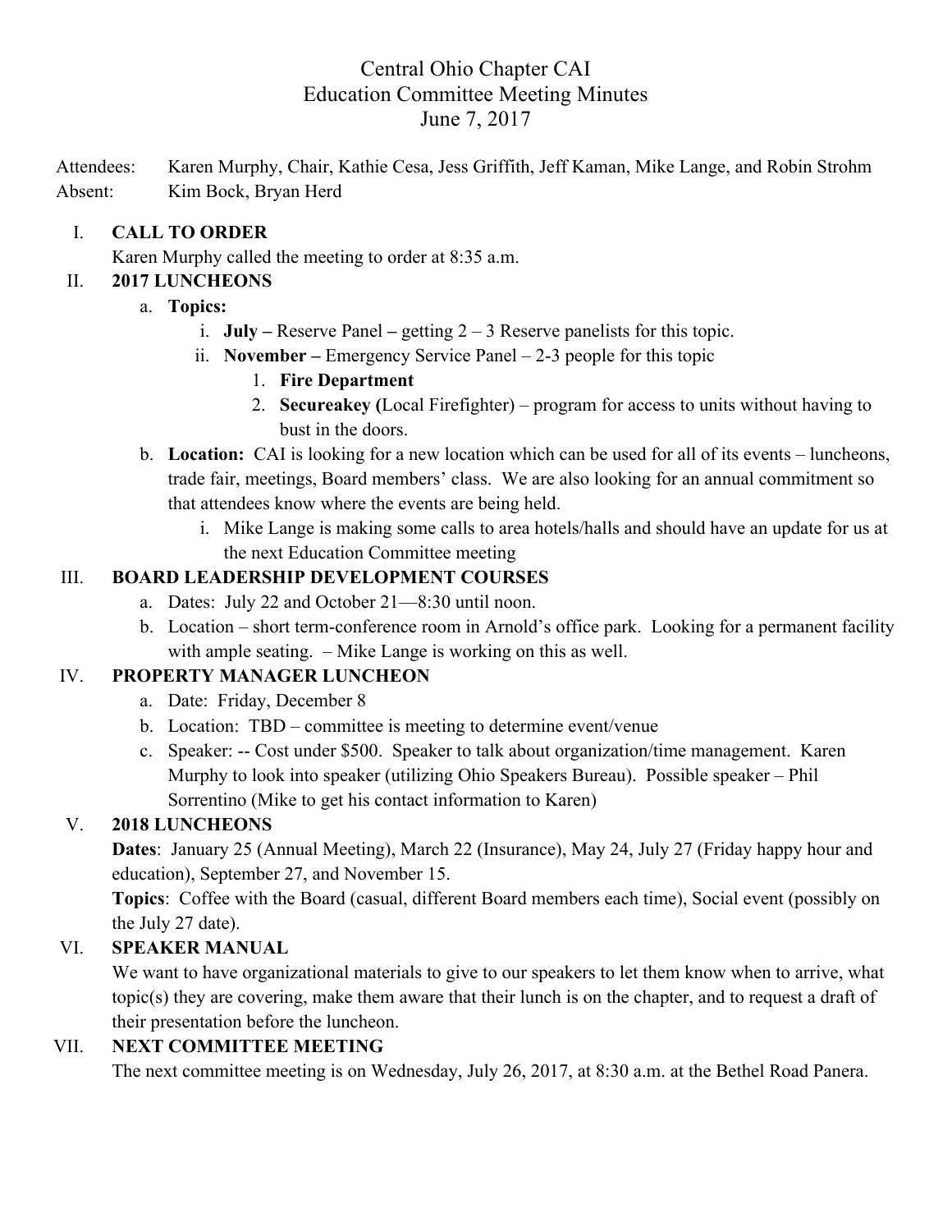# Central Ohio Chapter CAI
## Education Committee Meeting Minutes
### June 7, 2017

Attendees: Karen Murphy, Chair, Kathie Cesa, Jess Griffith, Jeff Kaman, Mike Lange, and Robin Strohm
Absent: Kim Bock, Bryan Herd

I. **CALL TO ORDER**
Karen Murphy called the meeting to order at 8:35 a.m.

II. **2017 LUNCHEONS**
   a. **Topics:**
      i. **July –** Reserve Panel **–** getting 2 – 3 Reserve panelists for this topic.
      ii. **November –** Emergency Service Panel – 2-3 people for this topic
         1. **Fire Department**
         2. **Secureakey (**Local Firefighter) – program for access to units without having to bust in the doors.
   b. **Location:** CAI is looking for a new location which can be used for all of its events – luncheons, trade fair, meetings, Board members' class. We are also looking for an annual commitment so that attendees know where the events are being held.
      i. Mike Lange is making some calls to area hotels/halls and should have an update for us at the next Education Committee meeting

III. **BOARD LEADERSHIP DEVELOPMENT COURSES**
   a. Dates: July 22 and October 21—8:30 until noon.
   b. Location – short term-conference room in Arnold's office park. Looking for a permanent facility with ample seating. – Mike Lange is working on this as well.

IV. **PROPERTY MANAGER LUNCHEON**
   a. Date: Friday, December 8
   b. Location: TBD – committee is meeting to determine event/venue
   c. Speaker: -- Cost under $500. Speaker to talk about organization/time management. Karen Murphy to look into speaker (utilizing Ohio Speakers Bureau). Possible speaker – Phil Sorrentino (Mike to get his contact information to Karen)

V. **2018 LUNCHEONS**
**Dates**: January 25 (Annual Meeting), March 22 (Insurance), May 24, July 27 (Friday happy hour and education), September 27, and November 15.
**Topics**: Coffee with the Board (casual, different Board members each time), Social event (possibly on the July 27 date).

VI. **SPEAKER MANUAL**
We want to have organizational materials to give to our speakers to let them know when to arrive, what topic(s) they are covering, make them aware that their lunch is on the chapter, and to request a draft of their presentation before the luncheon.

VII. **NEXT COMMITTEE MEETING**
The next committee meeting is on Wednesday, July 26, 2017, at 8:30 a.m. at the Bethel Road Panera.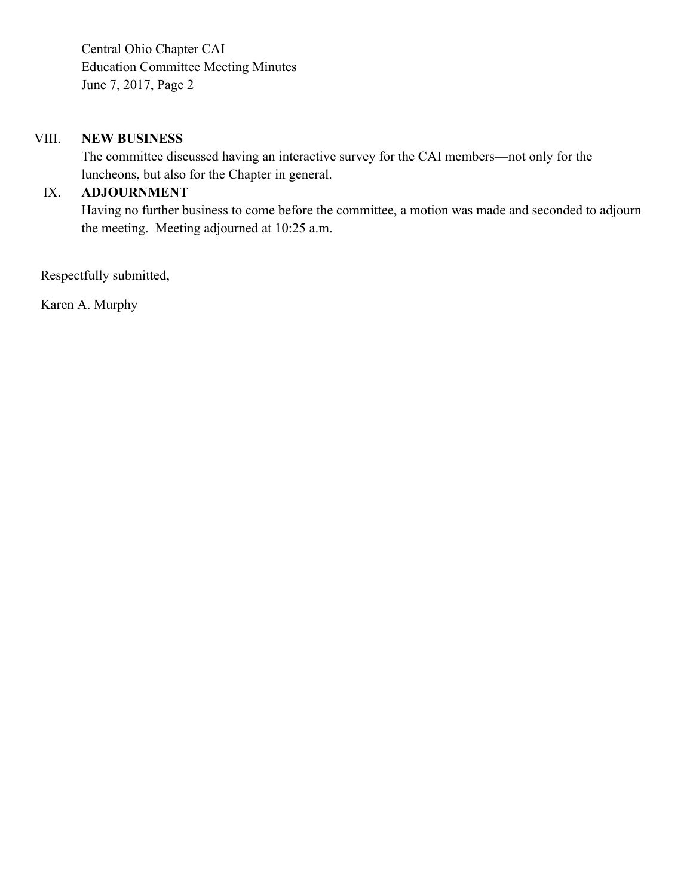VIII. **NEW BUSINESS**

The committee discussed having an interactive survey for the CAI members—not only for the luncheons, but also for the Chapter in general.

IX. **ADJOURNMENT**

Having no further business to come before the committee, a motion was made and seconded to adjourn the meeting. Meeting adjourned at 10:25 a.m.

Respectfully submitted,

Karen A. Murphy